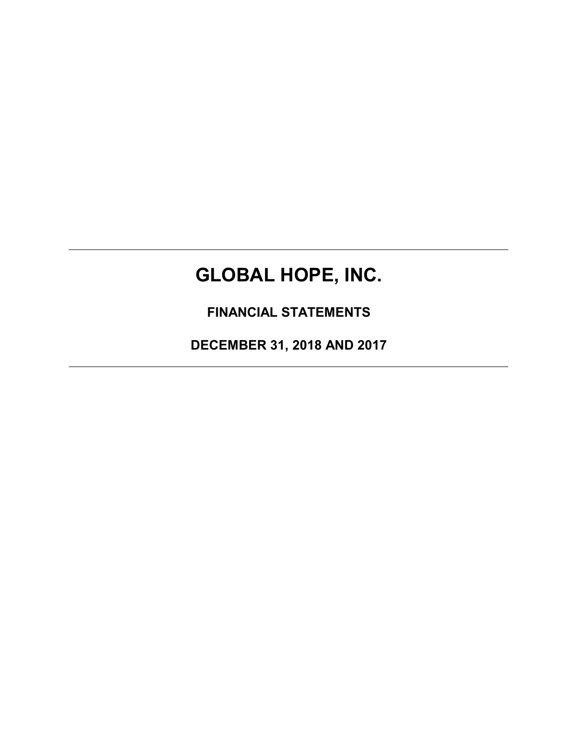# GLOBAL HOPE, INC.

## FINANCIAL STATEMENTS

## DECEMBER 31, 2018 AND 2017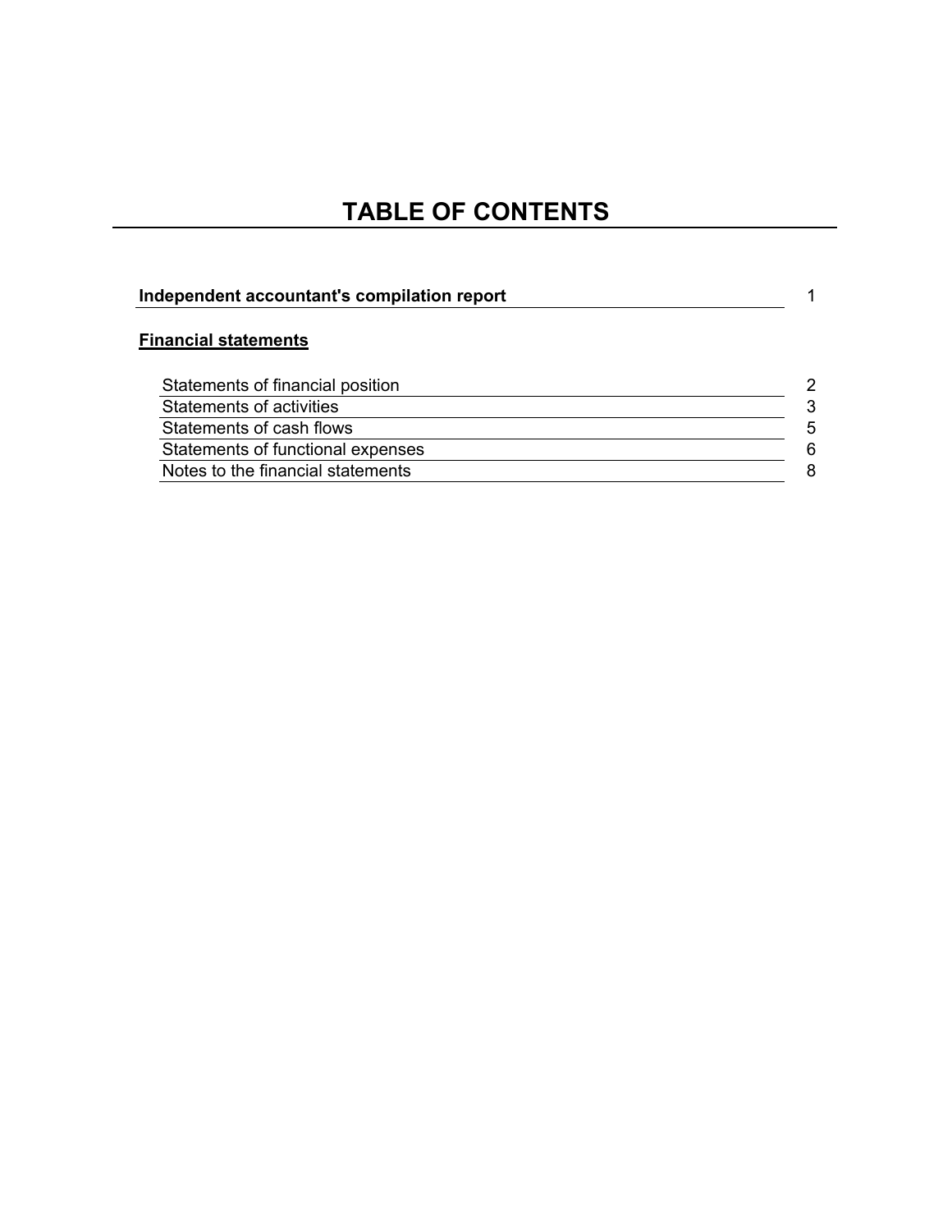# TABLE OF CONTENTS

| | |
|---|---|
| **Independent accountant's compilation report** | 1 |
| **Financial statements** | |
| Statements of financial position | 2 |
| Statements of activities | 3 |
| Statements of cash flows | 5 |
| Statements of functional expenses | 6 |
| Notes to the financial statements | 8 |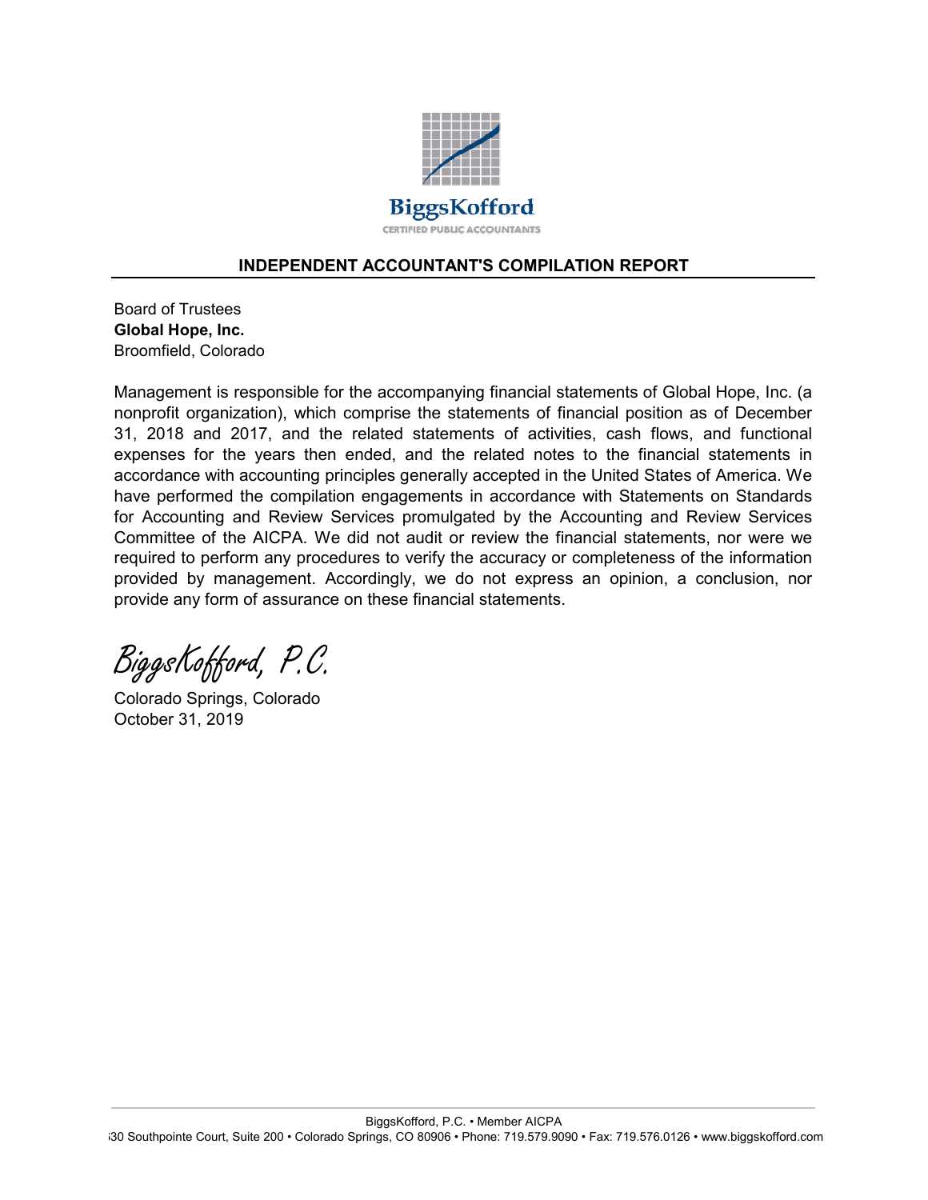**BiggsKofford**
CERTIFIED PUBLIC ACCOUNTANTS

## INDEPENDENT ACCOUNTANT'S COMPILATION REPORT

Board of Trustees
**Global Hope, Inc.**
Broomfield, Colorado

Management is responsible for the accompanying financial statements of Global Hope, Inc. (a nonprofit organization), which comprise the statements of financial position as of December 31, 2018 and 2017, and the related statements of activities, cash flows, and functional expenses for the years then ended, and the related notes to the financial statements in accordance with accounting principles generally accepted in the United States of America. We have performed the compilation engagements in accordance with Statements on Standards for Accounting and Review Services promulgated by the Accounting and Review Services Committee of the AICPA. We did not audit or review the financial statements, nor were we required to perform any procedures to verify the accuracy or completeness of the information provided by management. Accordingly, we do not express an opinion, a conclusion, nor provide any form of assurance on these financial statements.

*BiggsKofford, P.C.*

Colorado Springs, Colorado
October 31, 2019

BiggsKofford, P.C. • Member AICPA
630 Southpointe Court, Suite 200 • Colorado Springs, CO 80906 • Phone: 719.579.9090 • Fax: 719.576.0126 • www.biggskofford.com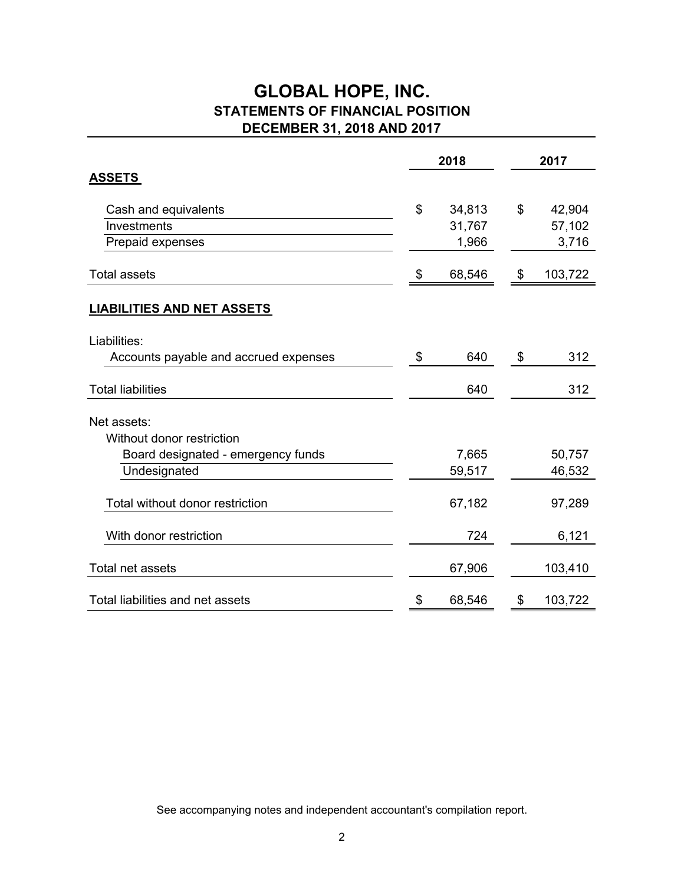# GLOBAL HOPE, INC.
## STATEMENTS OF FINANCIAL POSITION
## DECEMBER 31, 2018 AND 2017

| | 2018 | 2017 |
|---|---|---|
| **ASSETS** | | |
| Cash and equivalents | $ 34,813 | $ 42,904 |
| Investments | 31,767 | 57,102 |
| Prepaid expenses | 1,966 | 3,716 |
| Total assets | $ 68,546 | $ 103,722 |
| **LIABILITIES AND NET ASSETS** | | |
| Liabilities: | | |
| Accounts payable and accrued expenses | $ 640 | $ 312 |
| Total liabilities | 640 | 312 |
| Net assets: | | |
| Without donor restriction | | |
| Board designated - emergency funds | 7,665 | 50,757 |
| Undesignated | 59,517 | 46,532 |
| Total without donor restriction | 67,182 | 97,289 |
| With donor restriction | 724 | 6,121 |
| Total net assets | 67,906 | 103,410 |
| Total liabilities and net assets | $ 68,546 | $ 103,722 |

See accompanying notes and independent accountant's compilation report.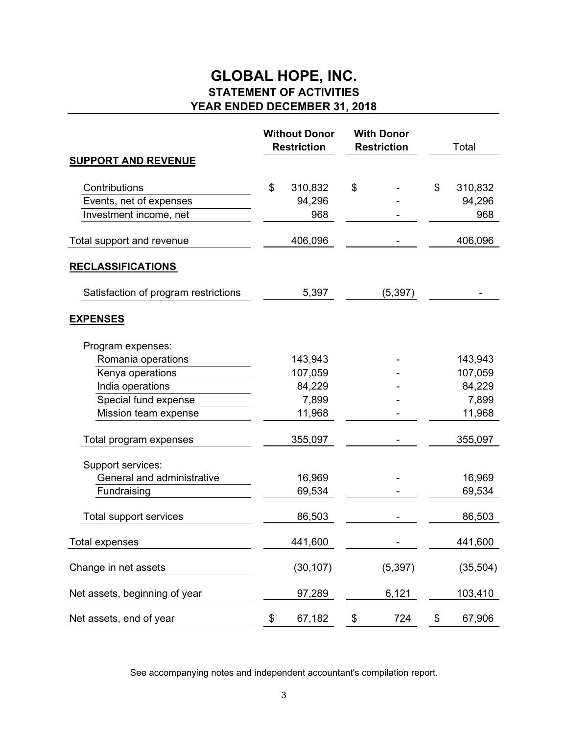# GLOBAL HOPE, INC.

## STATEMENT OF ACTIVITIES

## YEAR ENDED DECEMBER 31, 2018

| | Without Donor Restriction | With Donor Restriction | Total |
|---|---|---|---|
| **SUPPORT AND REVENUE** | | | |
| Contributions | $ 310,832 | $ - | $ 310,832 |
| Events, net of expenses | 94,296 | - | 94,296 |
| Investment income, net | 968 | - | 968 |
| Total support and revenue | 406,096 | - | 406,096 |
| **RECLASSIFICATIONS** | | | |
| Satisfaction of program restrictions | 5,397 | (5,397) | - |
| **EXPENSES** | | | |
| Program expenses: | | | |
| Romania operations | 143,943 | - | 143,943 |
| Kenya operations | 107,059 | - | 107,059 |
| India operations | 84,229 | - | 84,229 |
| Special fund expense | 7,899 | - | 7,899 |
| Mission team expense | 11,968 | - | 11,968 |
| Total program expenses | 355,097 | - | 355,097 |
| Support services: | | | |
| General and administrative | 16,969 | - | 16,969 |
| Fundraising | 69,534 | - | 69,534 |
| Total support services | 86,503 | - | 86,503 |
| Total expenses | 441,600 | - | 441,600 |
| Change in net assets | (30,107) | (5,397) | (35,504) |
| Net assets, beginning of year | 97,289 | 6,121 | 103,410 |
| Net assets, end of year | $ 67,182 | $ 724 | $ 67,906 |

See accompanying notes and independent accountant's compilation report.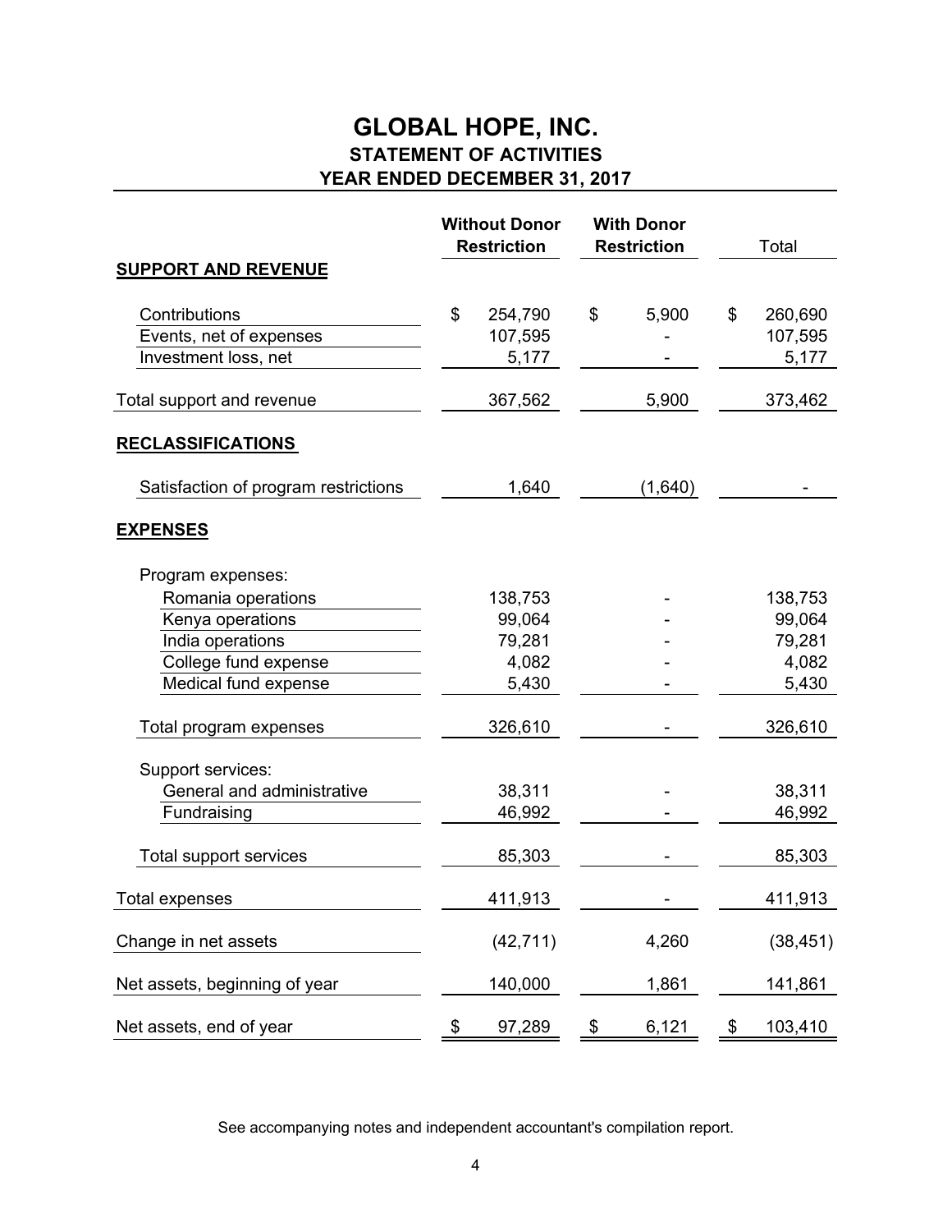# GLOBAL HOPE, INC.

## STATEMENT OF ACTIVITIES

## YEAR ENDED DECEMBER 31, 2017

| | Without Donor Restriction | With Donor Restriction | Total |
|---|---|---|---|
| **SUPPORT AND REVENUE** | | | |
| Contributions | $ 254,790 | $ 5,900 | $ 260,690 |
| Events, net of expenses | 107,595 | - | 107,595 |
| Investment loss, net | 5,177 | - | 5,177 |
| Total support and revenue | 367,562 | 5,900 | 373,462 |
| **RECLASSIFICATIONS** | | | |
| Satisfaction of program restrictions | 1,640 | (1,640) | - |
| **EXPENSES** | | | |
| Program expenses: | | | |
| Romania operations | 138,753 | - | 138,753 |
| Kenya operations | 99,064 | - | 99,064 |
| India operations | 79,281 | - | 79,281 |
| College fund expense | 4,082 | - | 4,082 |
| Medical fund expense | 5,430 | - | 5,430 |
| Total program expenses | 326,610 | - | 326,610 |
| Support services: | | | |
| General and administrative | 38,311 | - | 38,311 |
| Fundraising | 46,992 | - | 46,992 |
| Total support services | 85,303 | - | 85,303 |
| Total expenses | 411,913 | - | 411,913 |
| Change in net assets | (42,711) | 4,260 | (38,451) |
| Net assets, beginning of year | 140,000 | 1,861 | 141,861 |
| Net assets, end of year | $ 97,289 | $ 6,121 | $ 103,410 |

See accompanying notes and independent accountant's compilation report.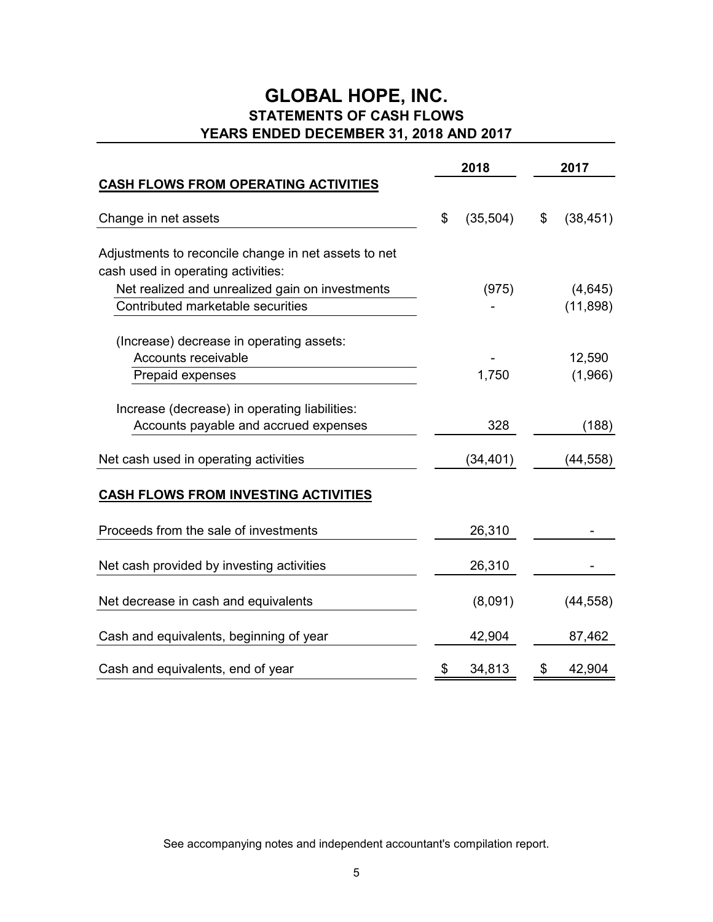# GLOBAL HOPE, INC.

## STATEMENTS OF CASH FLOWS

## YEARS ENDED DECEMBER 31, 2018 AND 2017

| | 2018 | 2017 |
|---|---|---|
| **CASH FLOWS FROM OPERATING ACTIVITIES** | | |
| Change in net assets | $ (35,504) | $ (38,451) |
| Adjustments to reconcile change in net assets to net cash used in operating activities: | | |
| Net realized and unrealized gain on investments | (975) | (4,645) |
| Contributed marketable securities | - | (11,898) |
| (Increase) decrease in operating assets: | | |
| Accounts receivable | - | 12,590 |
| Prepaid expenses | 1,750 | (1,966) |
| Increase (decrease) in operating liabilities: | | |
| Accounts payable and accrued expenses | 328 | (188) |
| Net cash used in operating activities | (34,401) | (44,558) |
| **CASH FLOWS FROM INVESTING ACTIVITIES** | | |
| Proceeds from the sale of investments | 26,310 | - |
| Net cash provided by investing activities | 26,310 | - |
| Net decrease in cash and equivalents | (8,091) | (44,558) |
| Cash and equivalents, beginning of year | 42,904 | 87,462 |
| Cash and equivalents, end of year | $ 34,813 | $ 42,904 |

See accompanying notes and independent accountant's compilation report.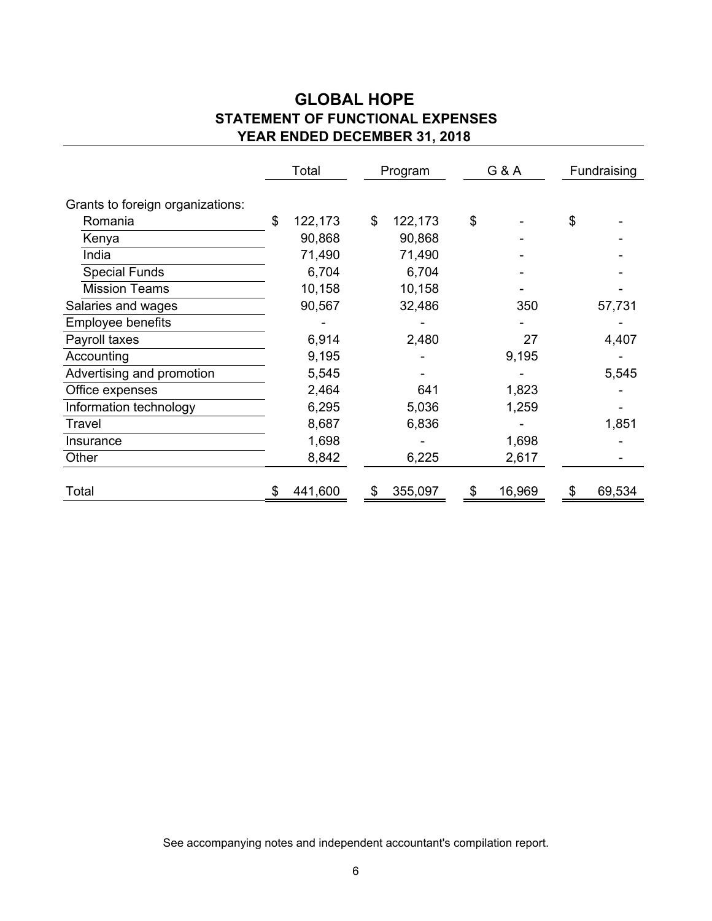# GLOBAL HOPE
## STATEMENT OF FUNCTIONAL EXPENSES
## YEAR ENDED DECEMBER 31, 2018

| | Total | Program | G & A | Fundraising |
|---|---|---|---|---|
| Grants to foreign organizations: | | | | |
| Romania | $ 122,173 | $ 122,173 | $ - | $ - |
| Kenya | 90,868 | 90,868 | - | - |
| India | 71,490 | 71,490 | - | - |
| Special Funds | 6,704 | 6,704 | - | - |
| Mission Teams | 10,158 | 10,158 | - | - |
| Salaries and wages | 90,567 | 32,486 | 350 | 57,731 |
| Employee benefits | - | - | - | - |
| Payroll taxes | 6,914 | 2,480 | 27 | 4,407 |
| Accounting | 9,195 | - | 9,195 | - |
| Advertising and promotion | 5,545 | - | - | 5,545 |
| Office expenses | 2,464 | 641 | 1,823 | - |
| Information technology | 6,295 | 5,036 | 1,259 | - |
| Travel | 8,687 | 6,836 | - | 1,851 |
| Insurance | 1,698 | - | 1,698 | - |
| Other | 8,842 | 6,225 | 2,617 | - |
| Total | $ 441,600 | $ 355,097 | $ 16,969 | $ 69,534 |

See accompanying notes and independent accountant's compilation report.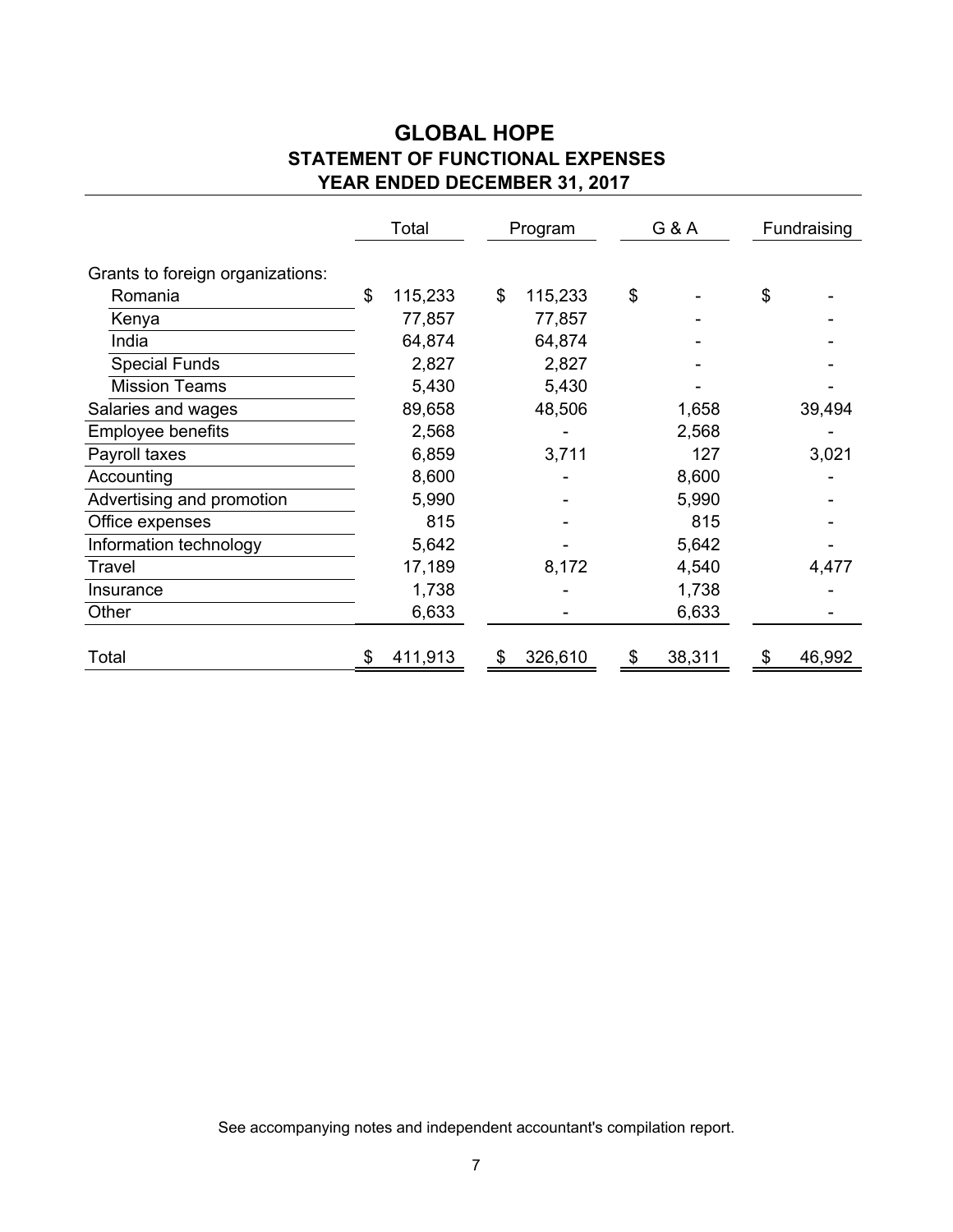# GLOBAL HOPE
## STATEMENT OF FUNCTIONAL EXPENSES
## YEAR ENDED DECEMBER 31, 2017

| | Total | Program | G & A | Fundraising |
|---|---|---|---|---|
| Grants to foreign organizations: | | | | |
| Romania | $ 115,233 | $ 115,233 | $ - | $ - |
| Kenya | 77,857 | 77,857 | - | - |
| India | 64,874 | 64,874 | - | - |
| Special Funds | 2,827 | 2,827 | - | - |
| Mission Teams | 5,430 | 5,430 | - | - |
| Salaries and wages | 89,658 | 48,506 | 1,658 | 39,494 |
| Employee benefits | 2,568 | - | 2,568 | - |
| Payroll taxes | 6,859 | 3,711 | 127 | 3,021 |
| Accounting | 8,600 | - | 8,600 | - |
| Advertising and promotion | 5,990 | - | 5,990 | - |
| Office expenses | 815 | - | 815 | - |
| Information technology | 5,642 | - | 5,642 | - |
| Travel | 17,189 | 8,172 | 4,540 | 4,477 |
| Insurance | 1,738 | - | 1,738 | - |
| Other | 6,633 | - | 6,633 | - |
| Total | $ 411,913 | $ 326,610 | $ 38,311 | $ 46,992 |

See accompanying notes and independent accountant's compilation report.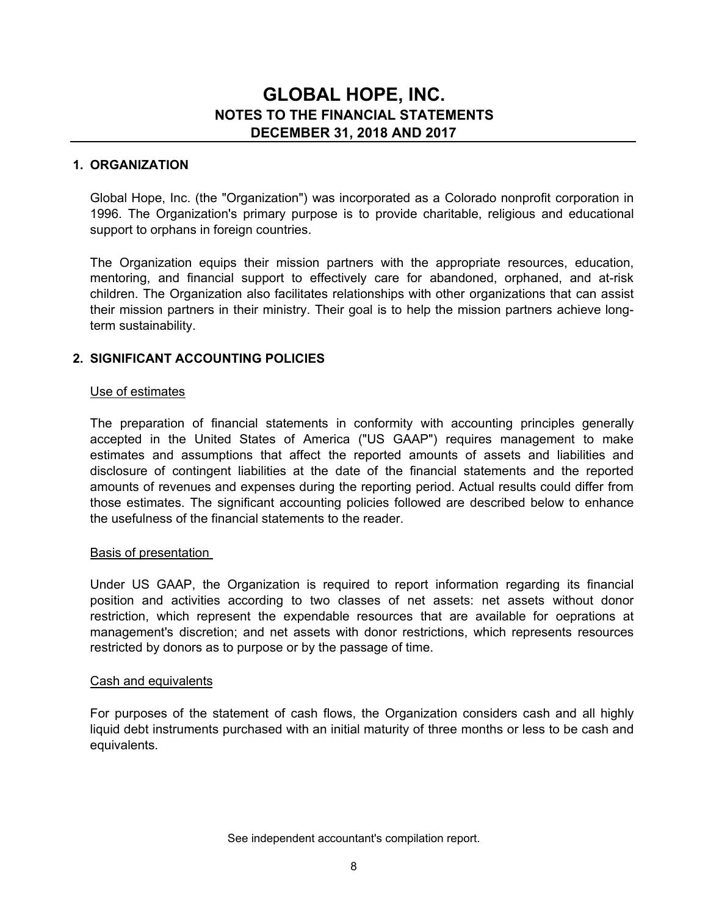# GLOBAL HOPE, INC.
## NOTES TO THE FINANCIAL STATEMENTS
## DECEMBER 31, 2018 AND 2017

### 1. ORGANIZATION

Global Hope, Inc. (the "Organization") was incorporated as a Colorado nonprofit corporation in 1996. The Organization's primary purpose is to provide charitable, religious and educational support to orphans in foreign countries.

The Organization equips their mission partners with the appropriate resources, education, mentoring, and financial support to effectively care for abandoned, orphaned, and at-risk children. The Organization also facilitates relationships with other organizations that can assist their mission partners in their ministry. Their goal is to help the mission partners achieve long-term sustainability.

### 2. SIGNIFICANT ACCOUNTING POLICIES

Use of estimates

The preparation of financial statements in conformity with accounting principles generally accepted in the United States of America ("US GAAP") requires management to make estimates and assumptions that affect the reported amounts of assets and liabilities and disclosure of contingent liabilities at the date of the financial statements and the reported amounts of revenues and expenses during the reporting period. Actual results could differ from those estimates. The significant accounting policies followed are described below to enhance the usefulness of the financial statements to the reader.

Basis of presentation

Under US GAAP, the Organization is required to report information regarding its financial position and activities according to two classes of net assets: net assets without donor restriction, which represent the expendable resources that are available for oeprations at management's discretion; and net assets with donor restrictions, which represents resources restricted by donors as to purpose or by the passage of time.

Cash and equivalents

For purposes of the statement of cash flows, the Organization considers cash and all highly liquid debt instruments purchased with an initial maturity of three months or less to be cash and equivalents.

See independent accountant's compilation report.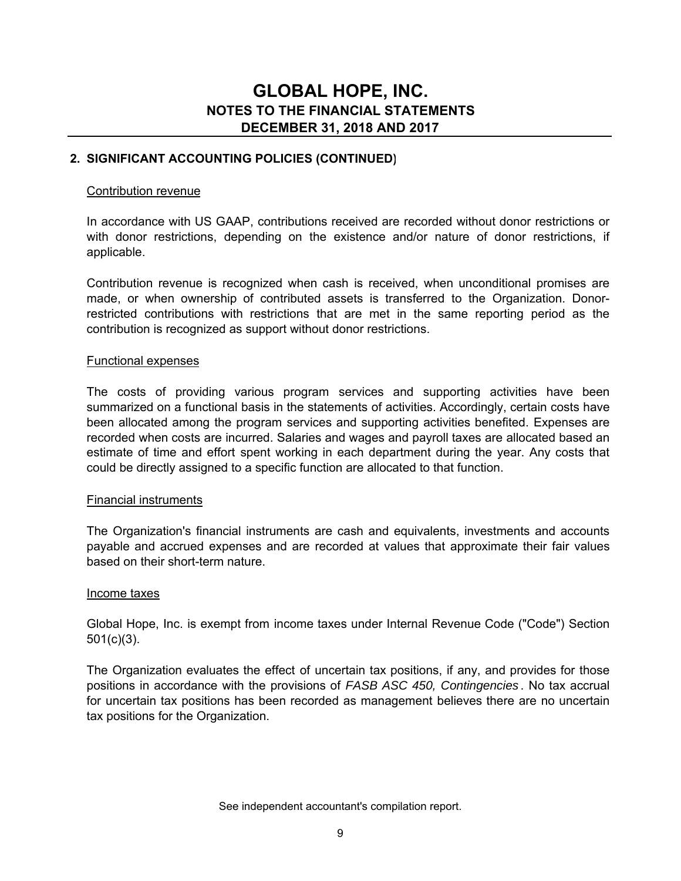# GLOBAL HOPE, INC.
## NOTES TO THE FINANCIAL STATEMENTS
## DECEMBER 31, 2018 AND 2017

**2. SIGNIFICANT ACCOUNTING POLICIES (CONTINUED)**

Contribution revenue

In accordance with US GAAP, contributions received are recorded without donor restrictions or with donor restrictions, depending on the existence and/or nature of donor restrictions, if applicable.

Contribution revenue is recognized when cash is received, when unconditional promises are made, or when ownership of contributed assets is transferred to the Organization. Donor-restricted contributions with restrictions that are met in the same reporting period as the contribution is recognized as support without donor restrictions.

Functional expenses

The costs of providing various program services and supporting activities have been summarized on a functional basis in the statements of activities. Accordingly, certain costs have been allocated among the program services and supporting activities benefited. Expenses are recorded when costs are incurred. Salaries and wages and payroll taxes are allocated based an estimate of time and effort spent working in each department during the year. Any costs that could be directly assigned to a specific function are allocated to that function.

Financial instruments

The Organization's financial instruments are cash and equivalents, investments and accounts payable and accrued expenses and are recorded at values that approximate their fair values based on their short-term nature.

Income taxes

Global Hope, Inc. is exempt from income taxes under Internal Revenue Code ("Code") Section 501(c)(3).

The Organization evaluates the effect of uncertain tax positions, if any, and provides for those positions in accordance with the provisions of *FASB ASC 450, Contingencies*. No tax accrual for uncertain tax positions has been recorded as management believes there are no uncertain tax positions for the Organization.

See independent accountant's compilation report.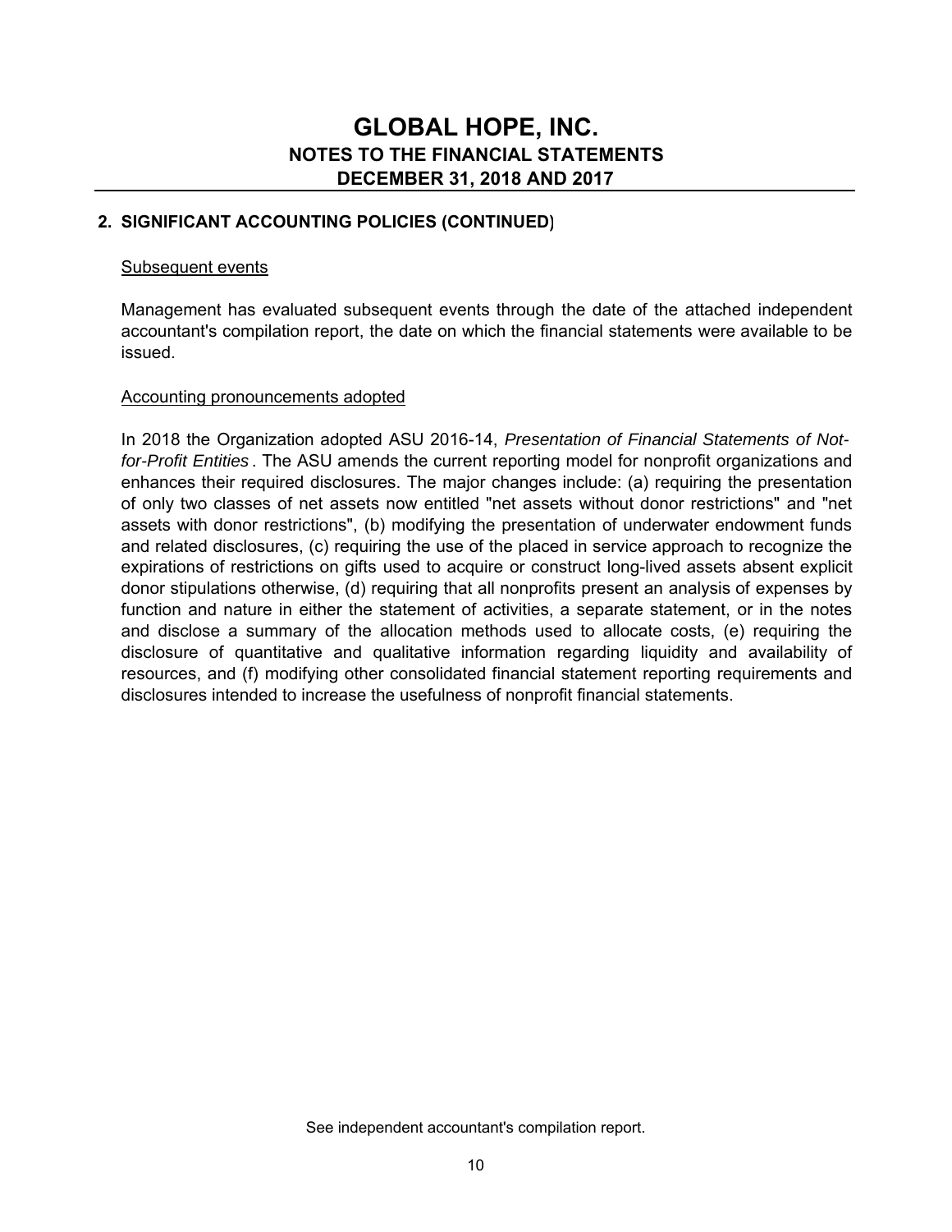# GLOBAL HOPE, INC.

## NOTES TO THE FINANCIAL STATEMENTS

## DECEMBER 31, 2018 AND 2017

**2. SIGNIFICANT ACCOUNTING POLICIES (CONTINUED)**

Subsequent events

Management has evaluated subsequent events through the date of the attached independent accountant's compilation report, the date on which the financial statements were available to be issued.

Accounting pronouncements adopted

In 2018 the Organization adopted ASU 2016-14, *Presentation of Financial Statements of Not-for-Profit Entities*. The ASU amends the current reporting model for nonprofit organizations and enhances their required disclosures. The major changes include: (a) requiring the presentation of only two classes of net assets now entitled "net assets without donor restrictions" and "net assets with donor restrictions", (b) modifying the presentation of underwater endowment funds and related disclosures, (c) requiring the use of the placed in service approach to recognize the expirations of restrictions on gifts used to acquire or construct long-lived assets absent explicit donor stipulations otherwise, (d) requiring that all nonprofits present an analysis of expenses by function and nature in either the statement of activities, a separate statement, or in the notes and disclose a summary of the allocation methods used to allocate costs, (e) requiring the disclosure of quantitative and qualitative information regarding liquidity and availability of resources, and (f) modifying other consolidated financial statement reporting requirements and disclosures intended to increase the usefulness of nonprofit financial statements.

See independent accountant's compilation report.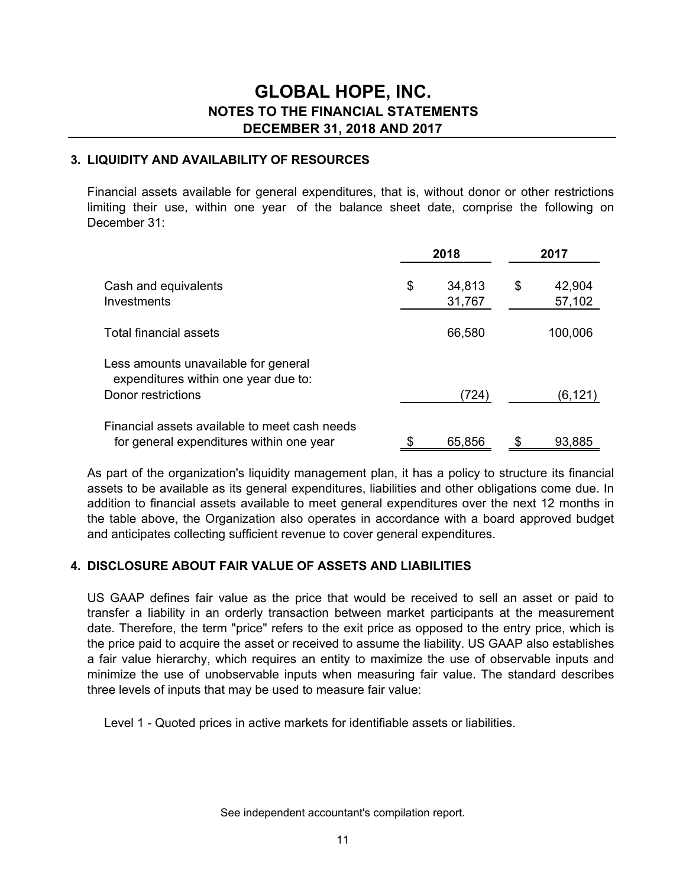# GLOBAL HOPE, INC.
## NOTES TO THE FINANCIAL STATEMENTS
## DECEMBER 31, 2018 AND 2017

### 3. LIQUIDITY AND AVAILABILITY OF RESOURCES

Financial assets available for general expenditures, that is, without donor or other restrictions limiting their use, within one year of the balance sheet date, comprise the following on December 31:

| | 2018 | 2017 |
|---|---|---|
| Cash and equivalents | $ 34,813 | $ 42,904 |
| Investments | 31,767 | 57,102 |
| Total financial assets | 66,580 | 100,006 |
| Less amounts unavailable for general expenditures within one year due to: | | |
| Donor restrictions | (724) | (6,121) |
| Financial assets available to meet cash needs for general expenditures within one year | $ 65,856 | $ 93,885 |

As part of the organization's liquidity management plan, it has a policy to structure its financial assets to be available as its general expenditures, liabilities and other obligations come due. In addition to financial assets available to meet general expenditures over the next 12 months in the table above, the Organization also operates in accordance with a board approved budget and anticipates collecting sufficient revenue to cover general expenditures.

### 4. DISCLOSURE ABOUT FAIR VALUE OF ASSETS AND LIABILITIES

US GAAP defines fair value as the price that would be received to sell an asset or paid to transfer a liability in an orderly transaction between market participants at the measurement date. Therefore, the term "price" refers to the exit price as opposed to the entry price, which is the price paid to acquire the asset or received to assume the liability. US GAAP also establishes a fair value hierarchy, which requires an entity to maximize the use of observable inputs and minimize the use of unobservable inputs when measuring fair value. The standard describes three levels of inputs that may be used to measure fair value:

Level 1 - Quoted prices in active markets for identifiable assets or liabilities.

See independent accountant's compilation report.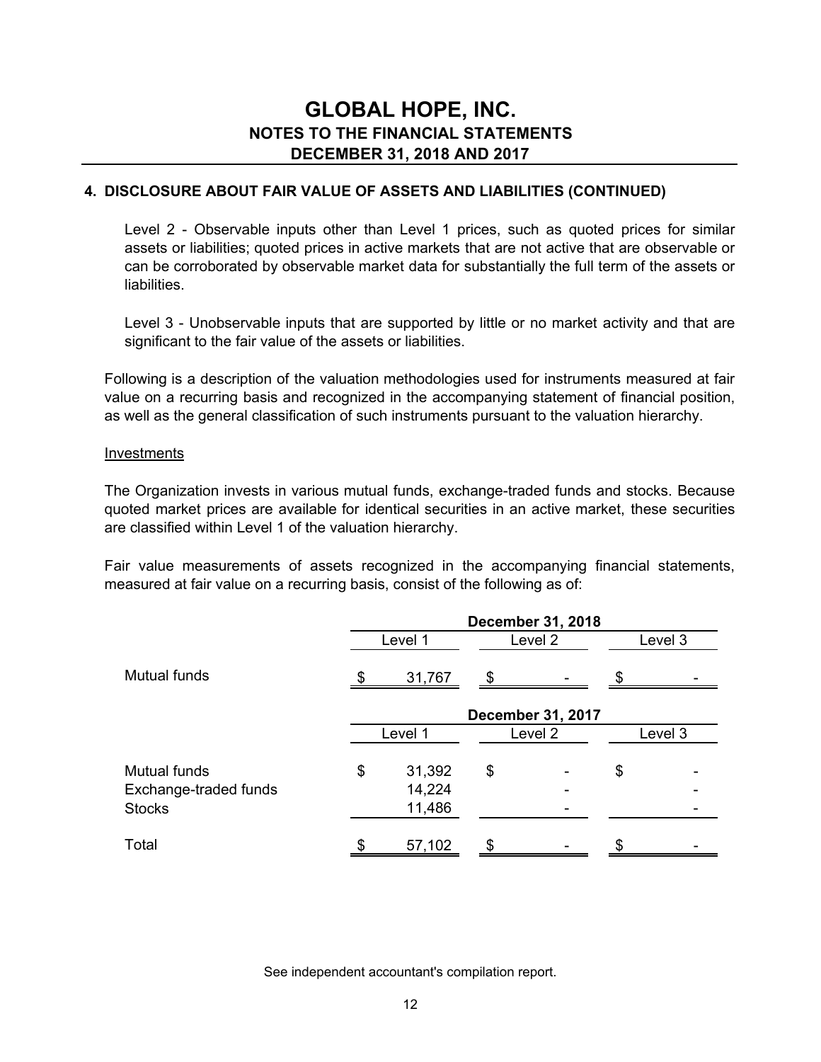# GLOBAL HOPE, INC.
## NOTES TO THE FINANCIAL STATEMENTS
## DECEMBER 31, 2018 AND 2017

### 4. DISCLOSURE ABOUT FAIR VALUE OF ASSETS AND LIABILITIES (CONTINUED)

Level 2 - Observable inputs other than Level 1 prices, such as quoted prices for similar assets or liabilities; quoted prices in active markets that are not active that are observable or can be corroborated by observable market data for substantially the full term of the assets or liabilities.

Level 3 - Unobservable inputs that are supported by little or no market activity and that are significant to the fair value of the assets or liabilities.

Following is a description of the valuation methodologies used for instruments measured at fair value on a recurring basis and recognized in the accompanying statement of financial position, as well as the general classification of such instruments pursuant to the valuation hierarchy.

Investments

The Organization invests in various mutual funds, exchange-traded funds and stocks. Because quoted market prices are available for identical securities in an active market, these securities are classified within Level 1 of the valuation hierarchy.

Fair value measurements of assets recognized in the accompanying financial statements, measured at fair value on a recurring basis, consist of the following as of:

| | December 31, 2018 | | |
|---|---|---|---|
| | Level 1 | Level 2 | Level 3 |
| Mutual funds | $ 31,767 | $ - | $ - |

| | December 31, 2017 | | |
|---|---|---|---|
| | Level 1 | Level 2 | Level 3 |
| Mutual funds | $ 31,392 | $ - | $ - |
| Exchange-traded funds | 14,224 | - | - |
| Stocks | 11,486 | - | - |
| Total | $ 57,102 | $ - | $ - |

See independent accountant's compilation report.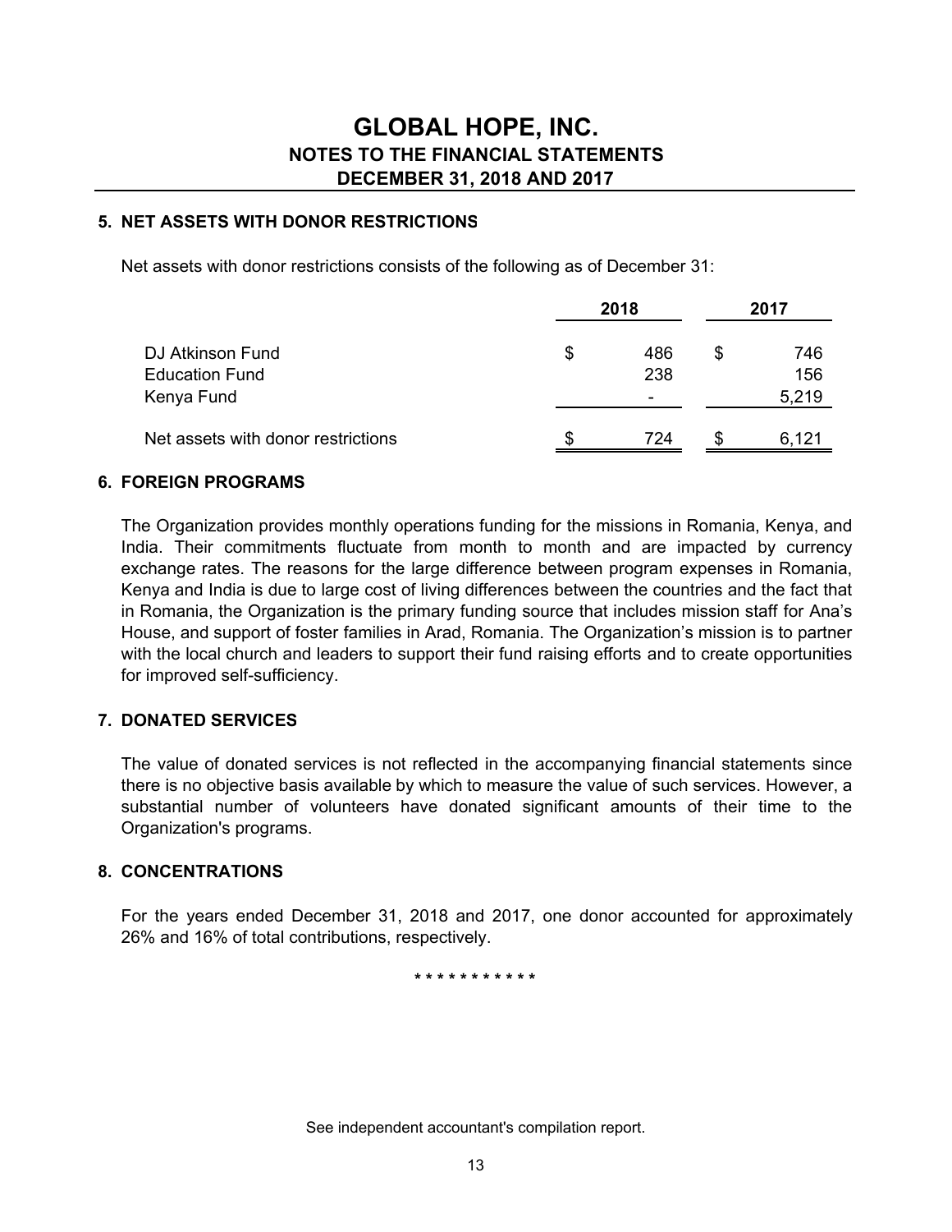# GLOBAL HOPE, INC.
## NOTES TO THE FINANCIAL STATEMENTS
## DECEMBER 31, 2018 AND 2017

### 5. NET ASSETS WITH DONOR RESTRICTIONS

Net assets with donor restrictions consists of the following as of December 31:

| | 2018 | 2017 |
|---|---|---|
| DJ Atkinson Fund | $ 486 | $ 746 |
| Education Fund | 238 | 156 |
| Kenya Fund | - | 5,219 |
| Net assets with donor restrictions | $ 724 | $ 6,121 |

### 6. FOREIGN PROGRAMS

The Organization provides monthly operations funding for the missions in Romania, Kenya, and India. Their commitments fluctuate from month to month and are impacted by currency exchange rates. The reasons for the large difference between program expenses in Romania, Kenya and India is due to large cost of living differences between the countries and the fact that in Romania, the Organization is the primary funding source that includes mission staff for Ana's House, and support of foster families in Arad, Romania. The Organization's mission is to partner with the local church and leaders to support their fund raising efforts and to create opportunities for improved self-sufficiency.

### 7. DONATED SERVICES

The value of donated services is not reflected in the accompanying financial statements since there is no objective basis available by which to measure the value of such services. However, a substantial number of volunteers have donated significant amounts of their time to the Organization's programs.

### 8. CONCENTRATIONS

For the years ended December 31, 2018 and 2017, one donor accounted for approximately 26% and 16% of total contributions, respectively.

* * * * * * * * * * *

See independent accountant's compilation report.